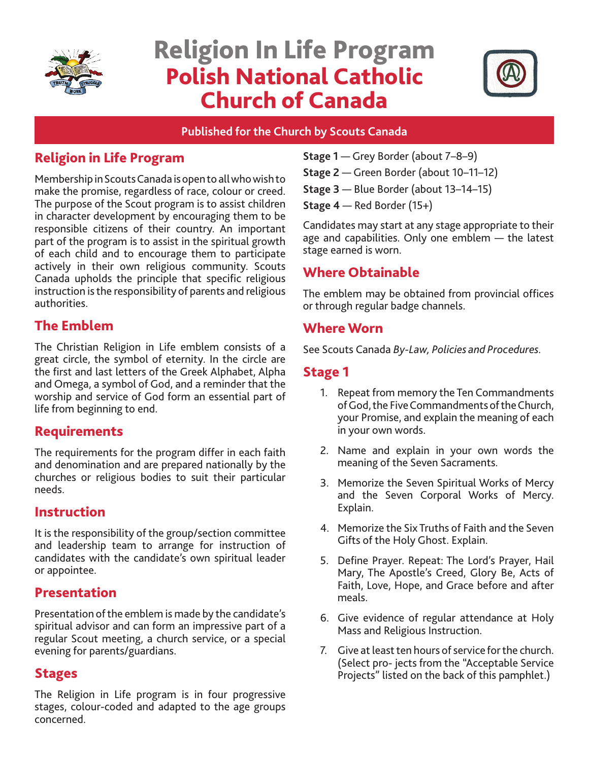# Religion In Life Program
# Polish National Catholic Church of Canada

**Published for the Church by Scouts Canada**

## Religion in Life Program

Membership in Scouts Canada is open to all who wish to make the promise, regardless of race, colour or creed. The purpose of the Scout program is to assist children in character development by encouraging them to be responsible citizens of their country. An important part of the program is to assist in the spiritual growth of each child and to encourage them to participate actively in their own religious community. Scouts Canada upholds the principle that specific religious instruction is the responsibility of parents and religious authorities.

## The Emblem

The Christian Religion in Life emblem consists of a great circle, the symbol of eternity. In the circle are the first and last letters of the Greek Alphabet, Alpha and Omega, a symbol of God, and a reminder that the worship and service of God form an essential part of life from beginning to end.

## Requirements

The requirements for the program differ in each faith and denomination and are prepared nationally by the churches or religious bodies to suit their particular needs.

## Instruction

It is the responsibility of the group/section committee and leadership team to arrange for instruction of candidates with the candidate's own spiritual leader or appointee.

## Presentation

Presentation of the emblem is made by the candidate's spiritual advisor and can form an impressive part of a regular Scout meeting, a church service, or a special evening for parents/guardians.

## Stages

The Religion in Life program is in four progressive stages, colour-coded and adapted to the age groups concerned.

**Stage 1** — Grey Border (about 7–8–9)

**Stage 2** — Green Border (about 10–11–12)

**Stage 3** — Blue Border (about 13–14–15)

**Stage 4** — Red Border (15+)

Candidates may start at any stage appropriate to their age and capabilities. Only one emblem — the latest stage earned is worn.

## Where Obtainable

The emblem may be obtained from provincial offices or through regular badge channels.

## Where Worn

See Scouts Canada *By-Law, Policies and Procedures*.

## Stage 1

1. Repeat from memory the Ten Commandments of God, the Five Commandments of the Church, your Promise, and explain the meaning of each in your own words.
2. Name and explain in your own words the meaning of the Seven Sacraments.
3. Memorize the Seven Spiritual Works of Mercy and the Seven Corporal Works of Mercy. Explain.
4. Memorize the Six Truths of Faith and the Seven Gifts of the Holy Ghost. Explain.
5. Define Prayer. Repeat: The Lord's Prayer, Hail Mary, The Apostle's Creed, Glory Be, Acts of Faith, Love, Hope, and Grace before and after meals.
6. Give evidence of regular attendance at Holy Mass and Religious Instruction.
7. Give at least ten hours of service for the church. (Select pro- jects from the "Acceptable Service Projects" listed on the back of this pamphlet.)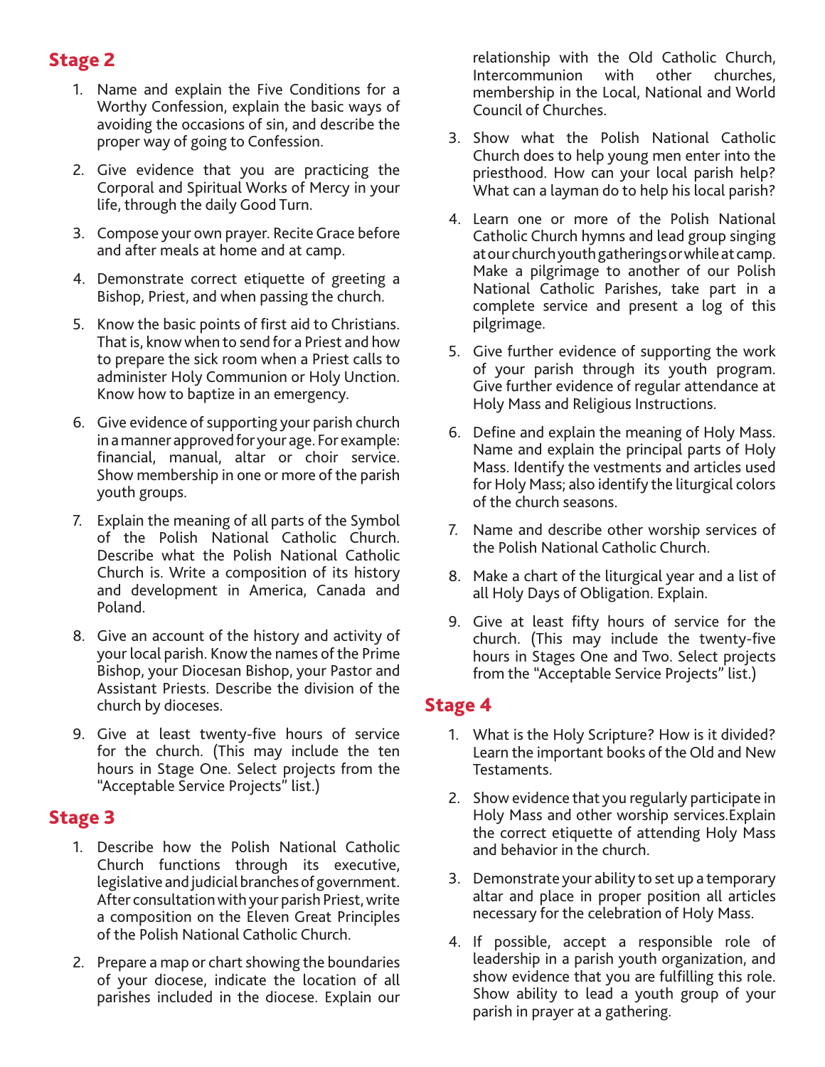## Stage 2

1. Name and explain the Five Conditions for a Worthy Confession, explain the basic ways of avoiding the occasions of sin, and describe the proper way of going to Confession.

2. Give evidence that you are practicing the Corporal and Spiritual Works of Mercy in your life, through the daily Good Turn.

3. Compose your own prayer. Recite Grace before and after meals at home and at camp.

4. Demonstrate correct etiquette of greeting a Bishop, Priest, and when passing the church.

5. Know the basic points of first aid to Christians. That is, know when to send for a Priest and how to prepare the sick room when a Priest calls to administer Holy Communion or Holy Unction. Know how to baptize in an emergency.

6. Give evidence of supporting your parish church in a manner approved for your age. For example: financial, manual, altar or choir service. Show membership in one or more of the parish youth groups.

7. Explain the meaning of all parts of the Symbol of the Polish National Catholic Church. Describe what the Polish National Catholic Church is. Write a composition of its history and development in America, Canada and Poland.

8. Give an account of the history and activity of your local parish. Know the names of the Prime Bishop, your Diocesan Bishop, your Pastor and Assistant Priests. Describe the division of the church by dioceses.

9. Give at least twenty-five hours of service for the church. (This may include the ten hours in Stage One. Select projects from the "Acceptable Service Projects" list.)

## Stage 3

1. Describe how the Polish National Catholic Church functions through its executive, legislative and judicial branches of government. After consultation with your parish Priest, write a composition on the Eleven Great Principles of the Polish National Catholic Church.

2. Prepare a map or chart showing the boundaries of your diocese, indicate the location of all parishes included in the diocese. Explain our relationship with the Old Catholic Church, Intercommunion with other churches, membership in the Local, National and World Council of Churches.

3. Show what the Polish National Catholic Church does to help young men enter into the priesthood. How can your local parish help? What can a layman do to help his local parish?

4. Learn one or more of the Polish National Catholic Church hymns and lead group singing at our church youth gatherings or while at camp. Make a pilgrimage to another of our Polish National Catholic Parishes, take part in a complete service and present a log of this pilgrimage.

5. Give further evidence of supporting the work of your parish through its youth program. Give further evidence of regular attendance at Holy Mass and Religious Instructions.

6. Define and explain the meaning of Holy Mass. Name and explain the principal parts of Holy Mass. Identify the vestments and articles used for Holy Mass; also identify the liturgical colors of the church seasons.

7. Name and describe other worship services of the Polish National Catholic Church.

8. Make a chart of the liturgical year and a list of all Holy Days of Obligation. Explain.

9. Give at least fifty hours of service for the church. (This may include the twenty-five hours in Stages One and Two. Select projects from the "Acceptable Service Projects" list.)

## Stage 4

1. What is the Holy Scripture? How is it divided? Learn the important books of the Old and New Testaments.

2. Show evidence that you regularly participate in Holy Mass and other worship services.Explain the correct etiquette of attending Holy Mass and behavior in the church.

3. Demonstrate your ability to set up a temporary altar and place in proper position all articles necessary for the celebration of Holy Mass.

4. If possible, accept a responsible role of leadership in a parish youth organization, and show evidence that you are fulfilling this role. Show ability to lead a youth group of your parish in prayer at a gathering.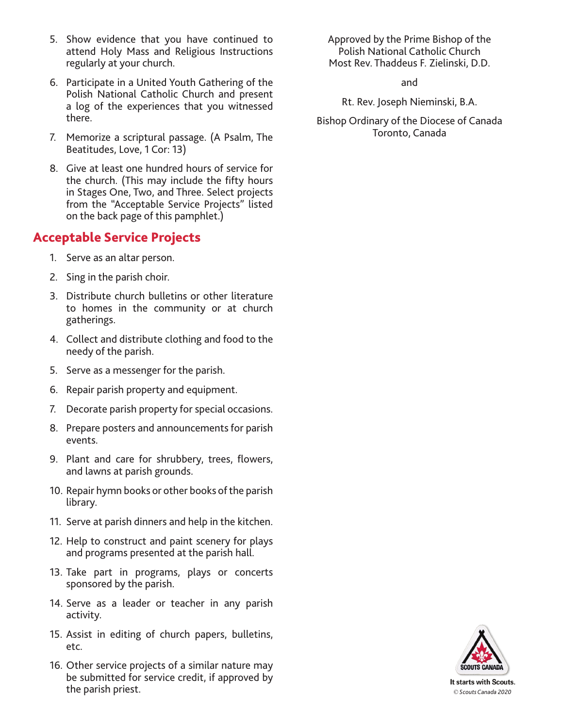5. Show evidence that you have continued to attend Holy Mass and Religious Instructions regularly at your church.
6. Participate in a United Youth Gathering of the Polish National Catholic Church and present a log of the experiences that you witnessed there.
7. Memorize a scriptural passage. (A Psalm, The Beatitudes, Love, 1 Cor: 13)
8. Give at least one hundred hours of service for the church. (This may include the fifty hours in Stages One, Two, and Three. Select projects from the “Acceptable Service Projects” listed on the back page of this pamphlet.)

## Acceptable Service Projects

1. Serve as an altar person.
2. Sing in the parish choir.
3. Distribute church bulletins or other literature to homes in the community or at church gatherings.
4. Collect and distribute clothing and food to the needy of the parish.
5. Serve as a messenger for the parish.
6. Repair parish property and equipment.
7. Decorate parish property for special occasions.
8. Prepare posters and announcements for parish events.
9. Plant and care for shrubbery, trees, flowers, and lawns at parish grounds.
10. Repair hymn books or other books of the parish library.
11. Serve at parish dinners and help in the kitchen.
12. Help to construct and paint scenery for plays and programs presented at the parish hall.
13. Take part in programs, plays or concerts sponsored by the parish.
14. Serve as a leader or teacher in any parish activity.
15. Assist in editing of church papers, bulletins, etc.
16. Other service projects of a similar nature may be submitted for service credit, if approved by the parish priest.

Approved by the Prime Bishop of the Polish National Catholic Church
Most Rev. Thaddeus F. Zielinski, D.D.

and

Rt. Rev. Joseph Nieminski, B.A.

Bishop Ordinary of the Diocese of Canada
Toronto, Canada

SCOUTS CANADA

It starts with Scouts.

*© Scouts Canada 2020*